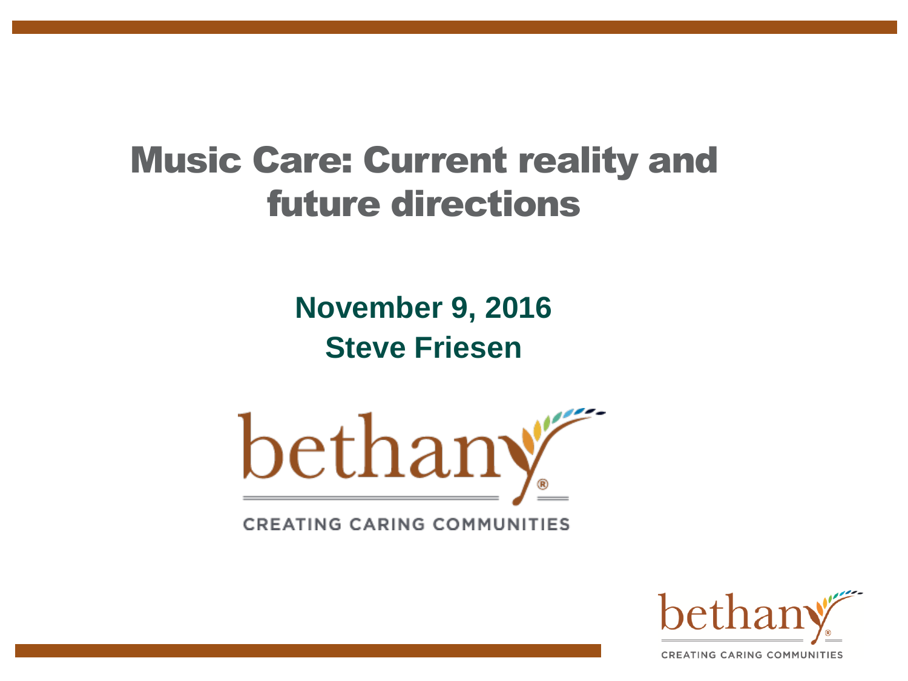# Music Care: Current reality and future directions

**November 9, 2016**
**Steve Friesen**

bethany

CREATING CARING COMMUNITIES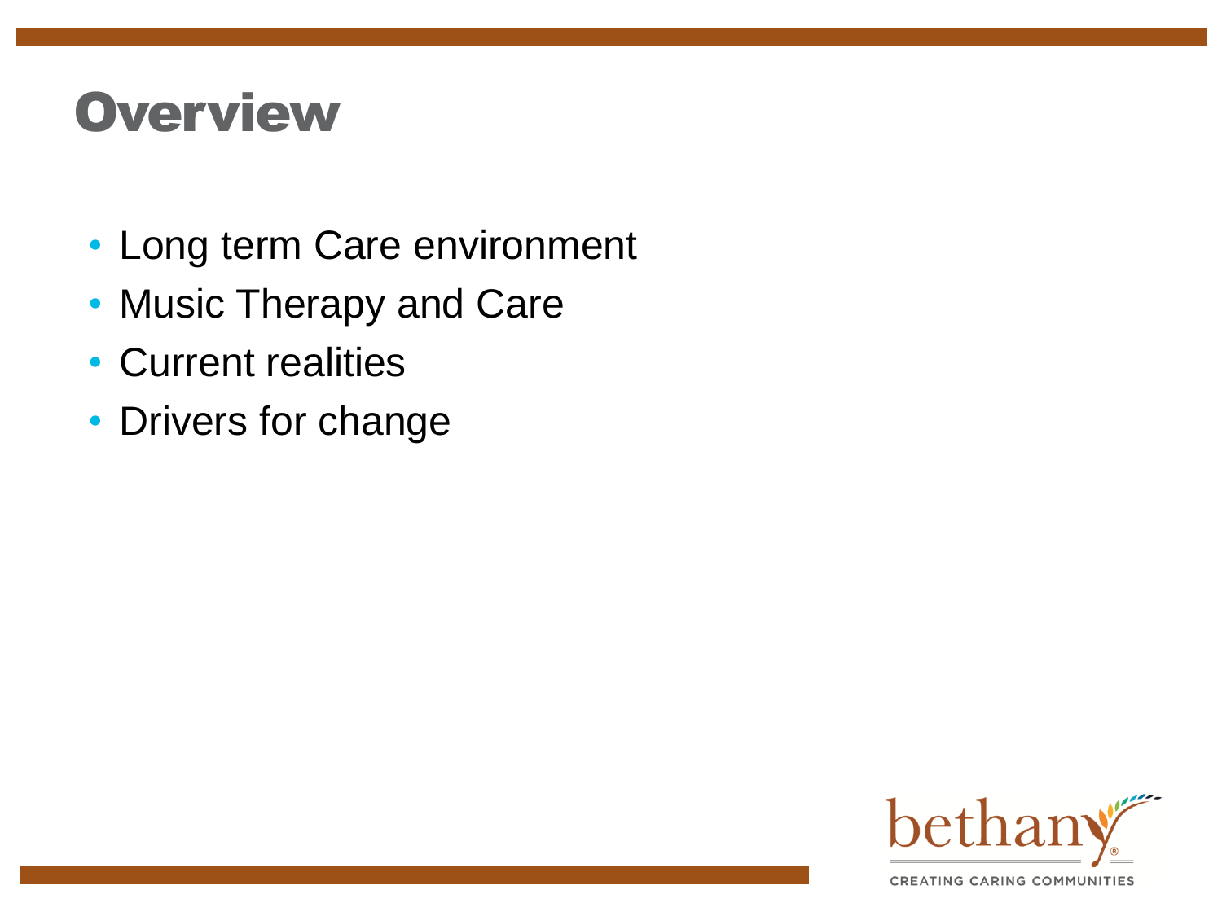# Overview

- Long term Care environment
- Music Therapy and Care
- Current realities
- Drivers for change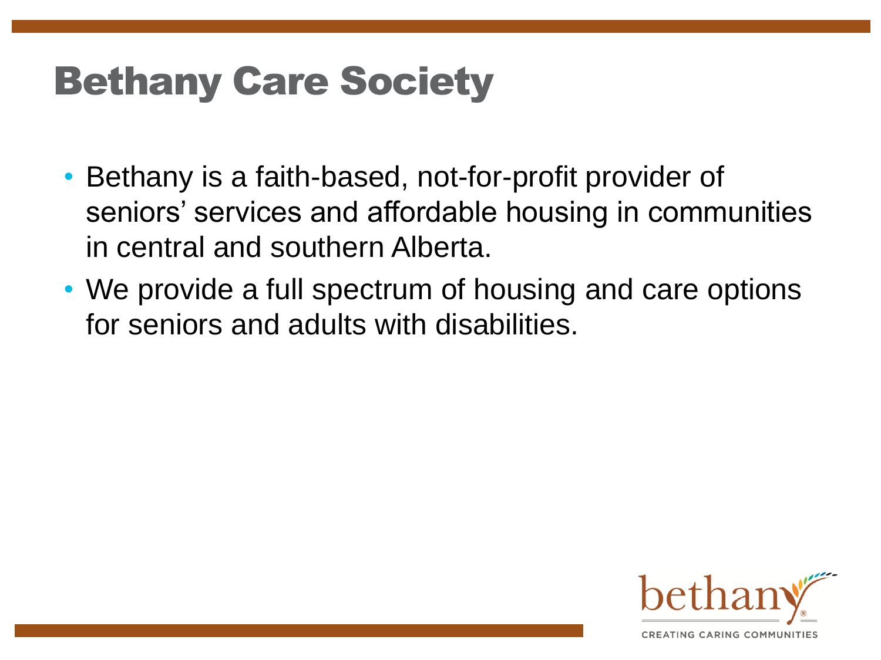# Bethany Care Society

- Bethany is a faith-based, not-for-profit provider of seniors' services and affordable housing in communities in central and southern Alberta.
- We provide a full spectrum of housing and care options for seniors and adults with disabilities.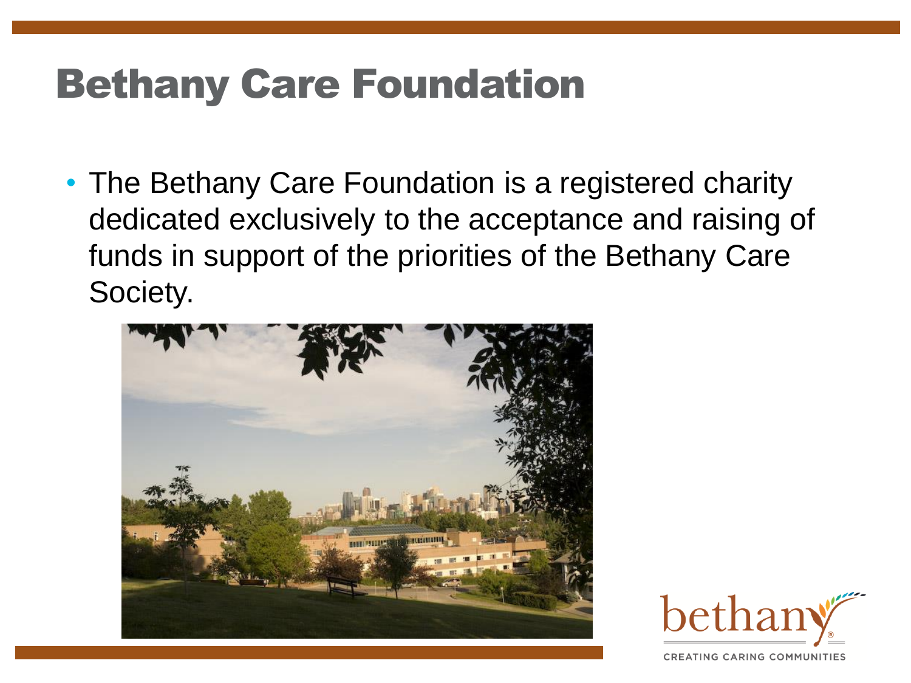# Bethany Care Foundation

- The Bethany Care Foundation is a registered charity dedicated exclusively to the acceptance and raising of funds in support of the priorities of the Bethany Care Society.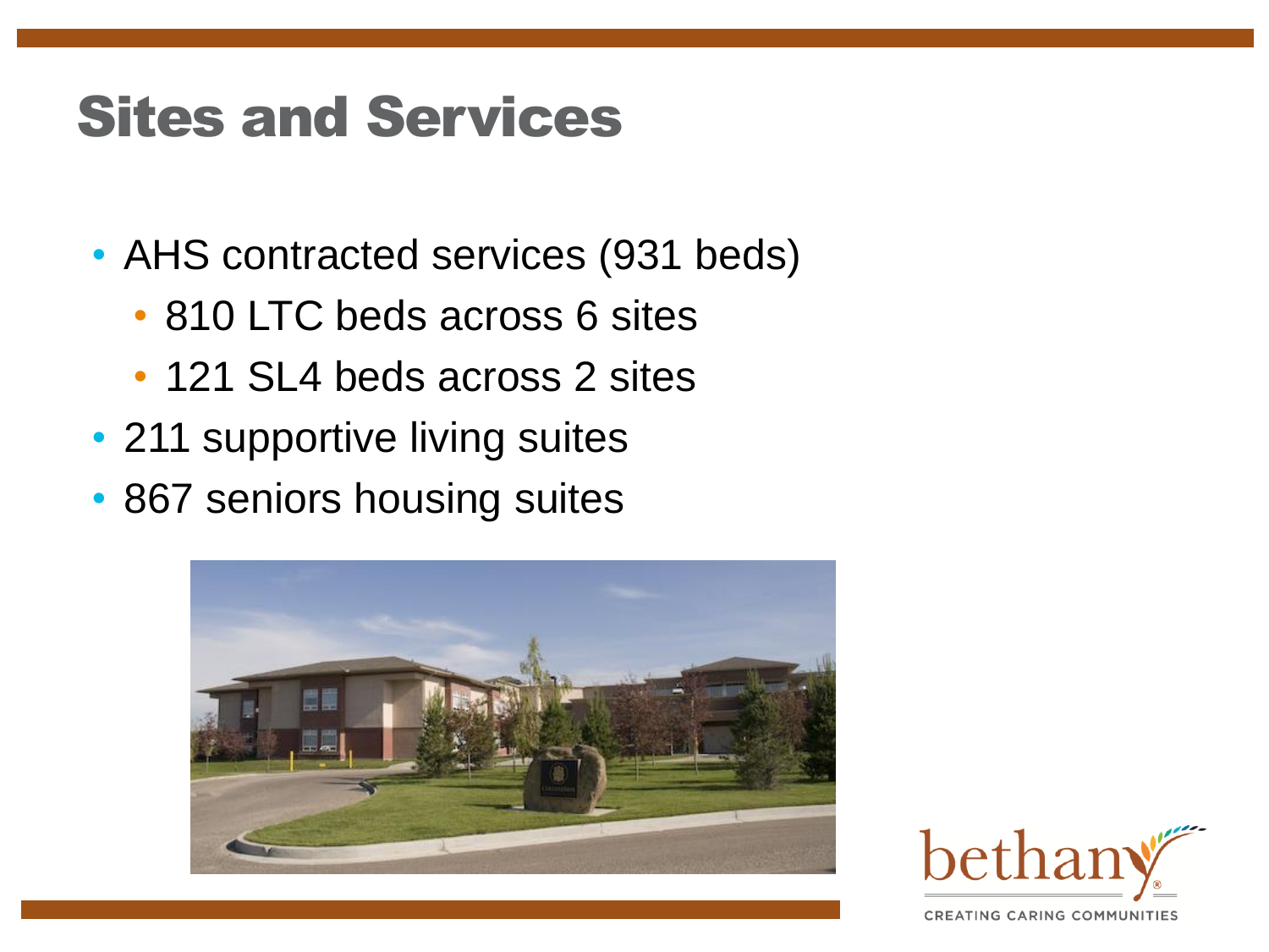# Sites and Services

- AHS contracted services (931 beds)
  - 810 LTC beds across 6 sites
  - 121 SL4 beds across 2 sites
- 211 supportive living suites
- 867 seniors housing suites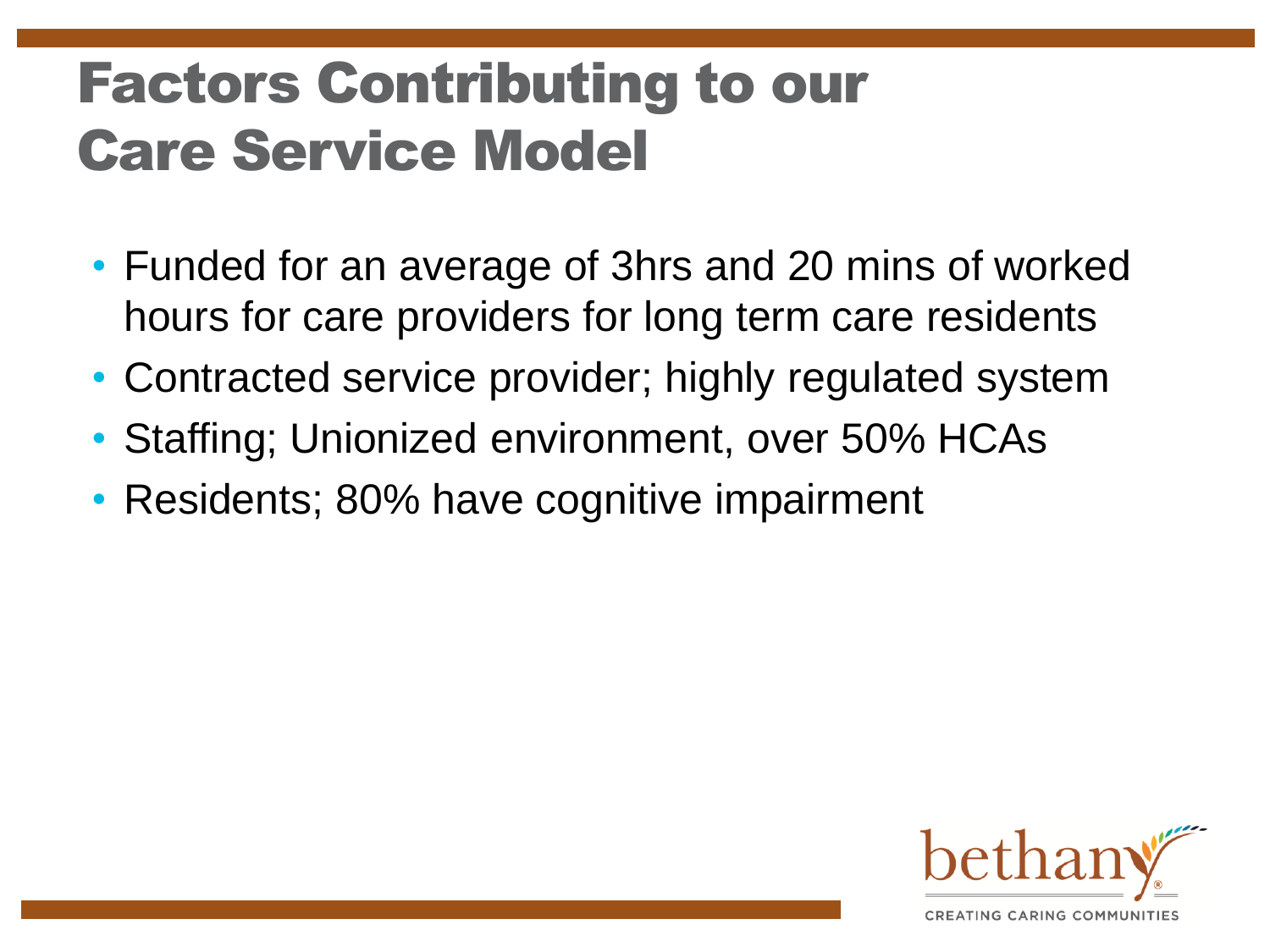# Factors Contributing to our Care Service Model

- Funded for an average of 3hrs and 20 mins of worked hours for care providers for long term care residents
- Contracted service provider; highly regulated system
- Staffing; Unionized environment, over 50% HCAs
- Residents; 80% have cognitive impairment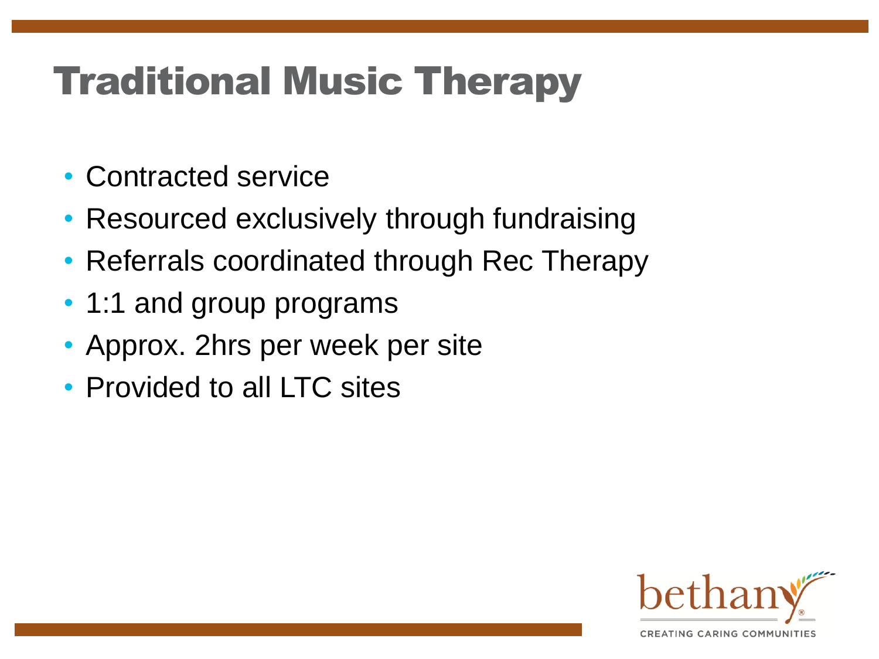# Traditional Music Therapy

- Contracted service
- Resourced exclusively through fundraising
- Referrals coordinated through Rec Therapy
- 1:1 and group programs
- Approx. 2hrs per week per site
- Provided to all LTC sites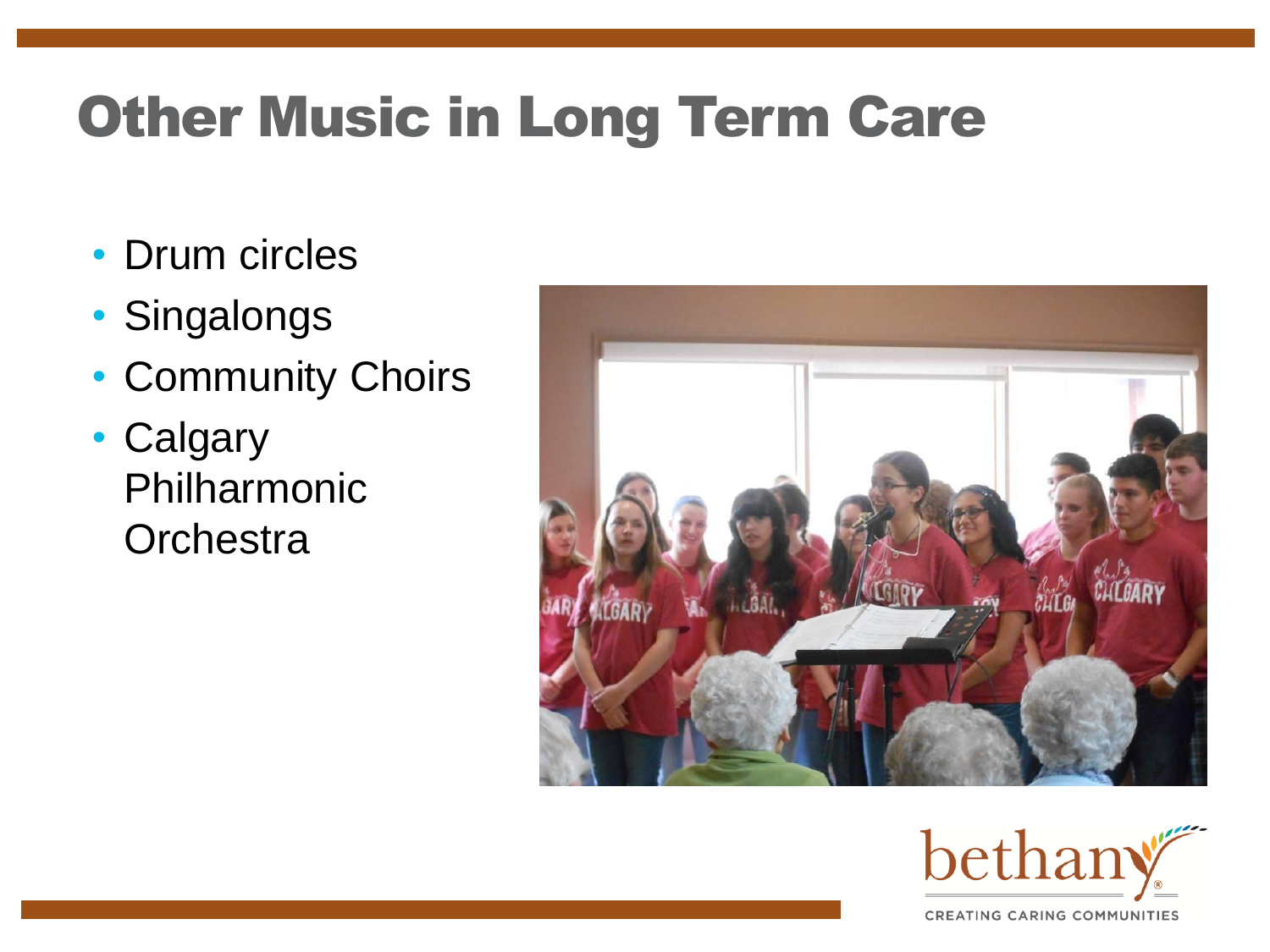# Other Music in Long Term Care

- Drum circles
- Singalongs
- Community Choirs
- Calgary Philharmonic Orchestra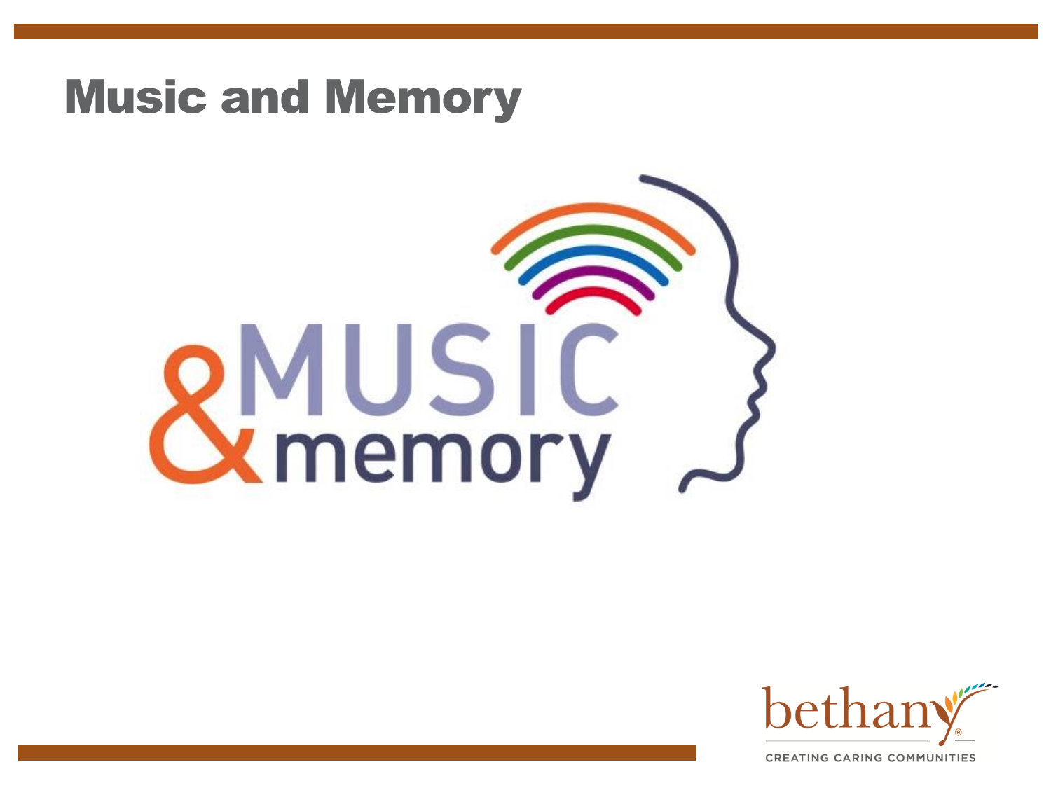# Music and Memory

&MUSIC
memory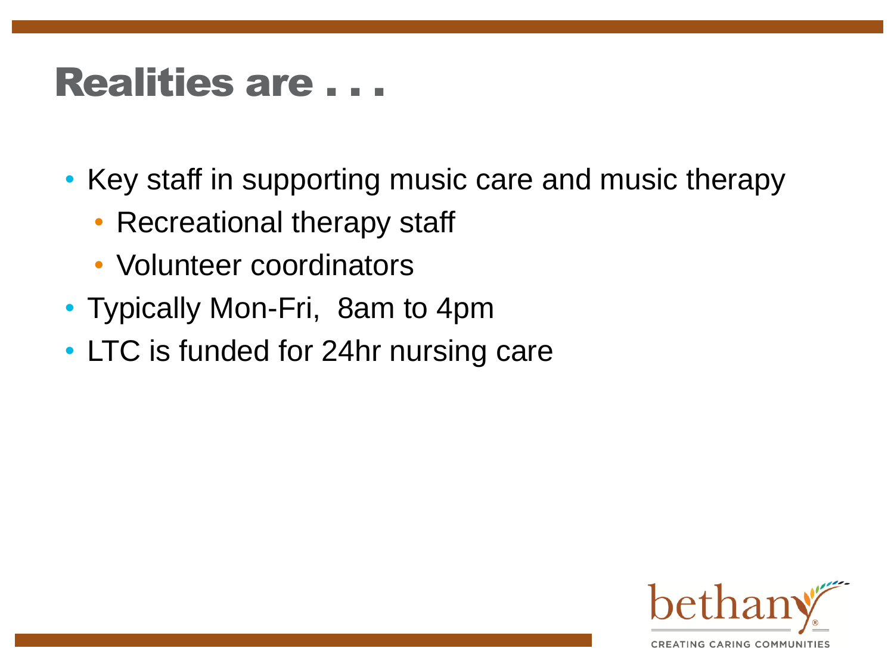# Realities are . . .

- Key staff in supporting music care and music therapy
  - Recreational therapy staff
  - Volunteer coordinators
- Typically Mon-Fri,  8am to 4pm
- LTC is funded for 24hr nursing care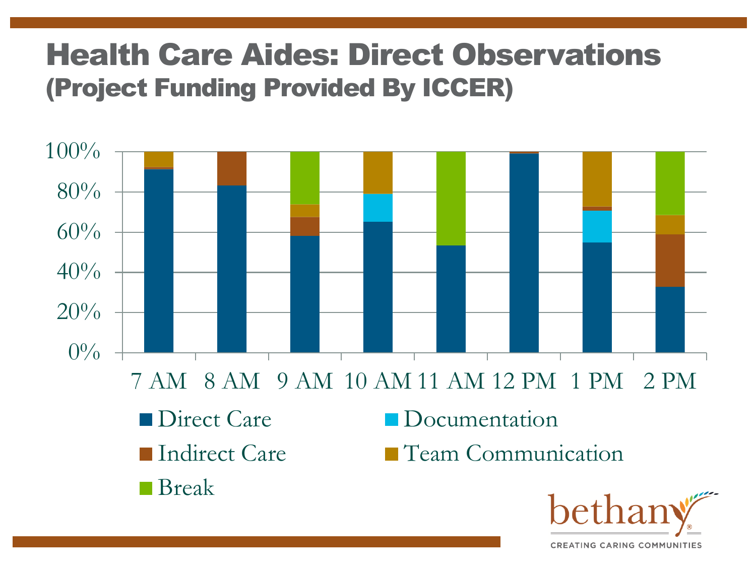# Health Care Aides: Direct Observations

## (Project Funding Provided By ICCER)

100%

80%

60%

40%

20%

0%

7 AM 8 AM 9 AM 10 AM 11 AM 12 PM 1 PM 2 PM

- Direct Care
- Documentation
- Indirect Care
- Team Communication
- Break

bethany

CREATING CARING COMMUNITIES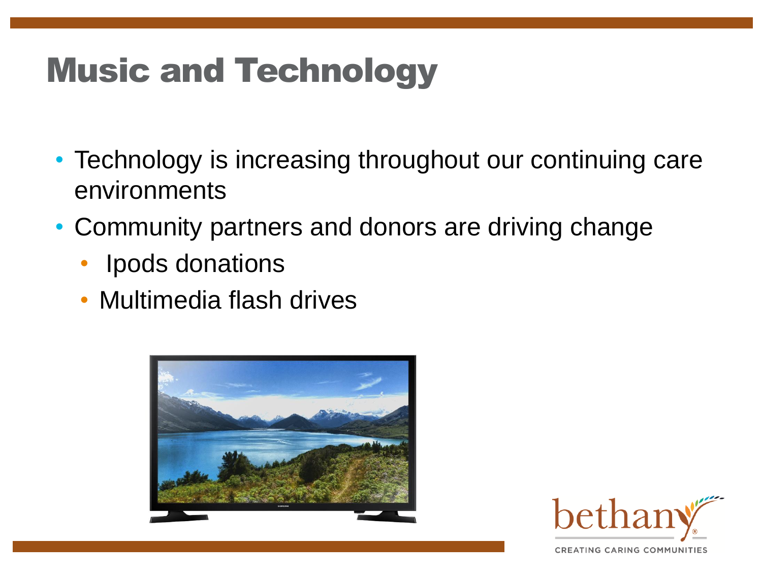# Music and Technology

- Technology is increasing throughout our continuing care environments
- Community partners and donors are driving change
  - Ipods donations
  - Multimedia flash drives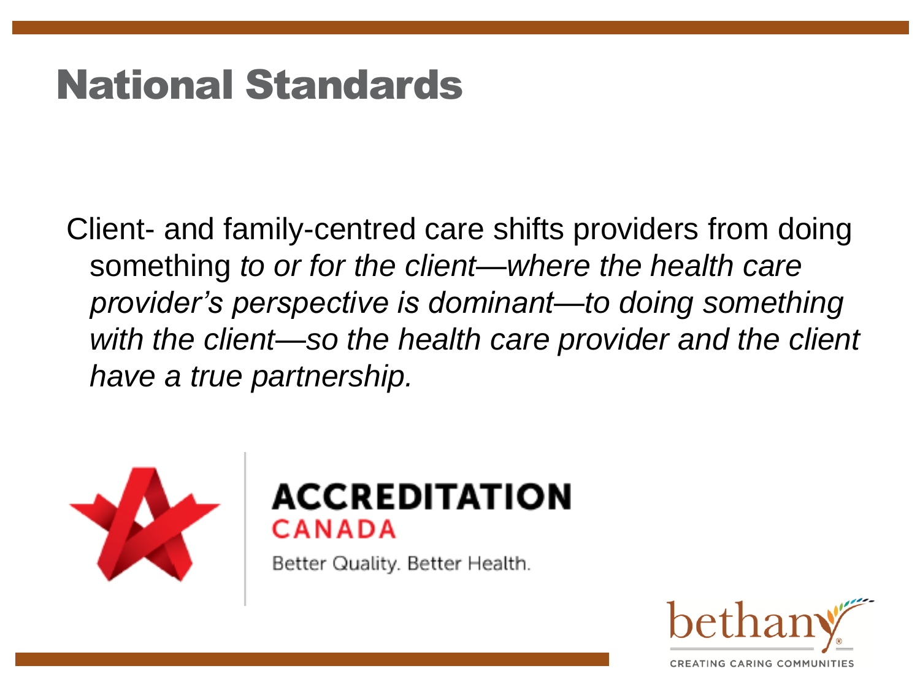# National Standards

Client- and family-centred care shifts providers from doing something *to or for the client—where the health care provider's perspective is dominant—to doing something with the client—so the health care provider and the client have a true partnership.*

ACCREDITATION CANADA

Better Quality. Better Health.

bethany

CREATING CARING COMMUNITIES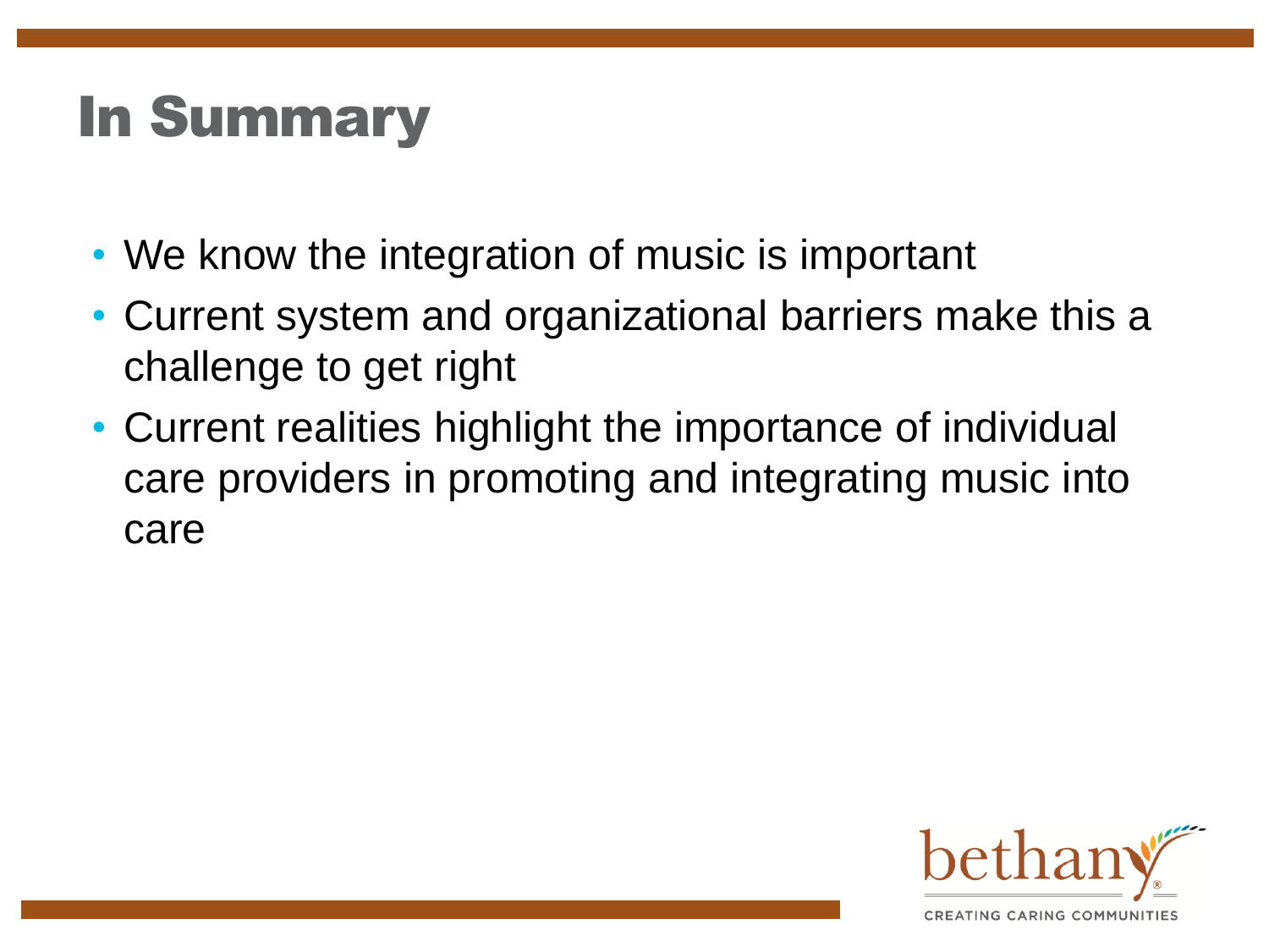# In Summary

- We know the integration of music is important
- Current system and organizational barriers make this a challenge to get right
- Current realities highlight the importance of individual care providers in promoting and integrating music into care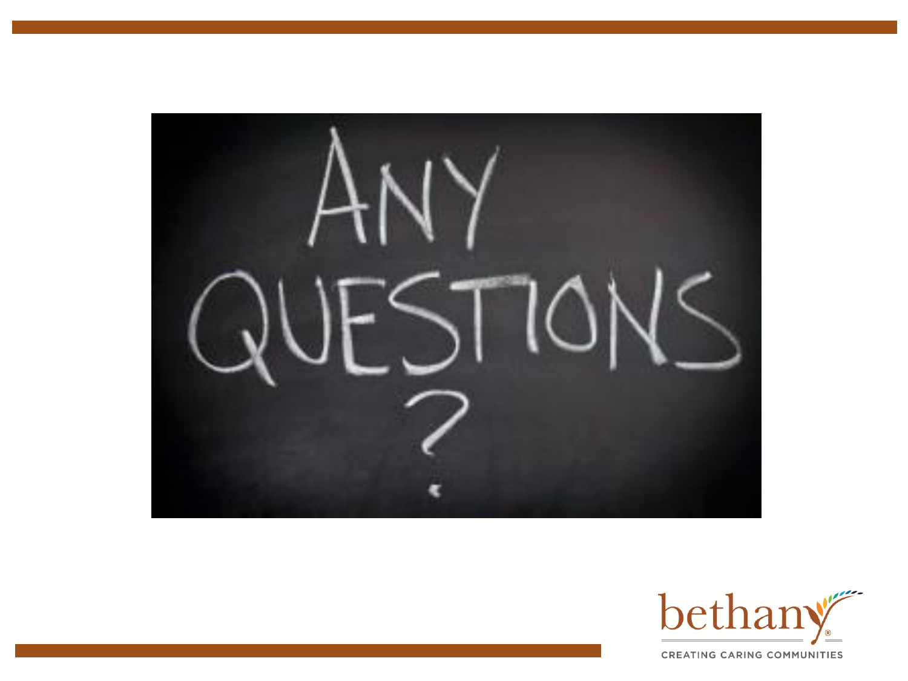ANY QUESTIONS ?

bethany

CREATING CARING COMMUNITIES